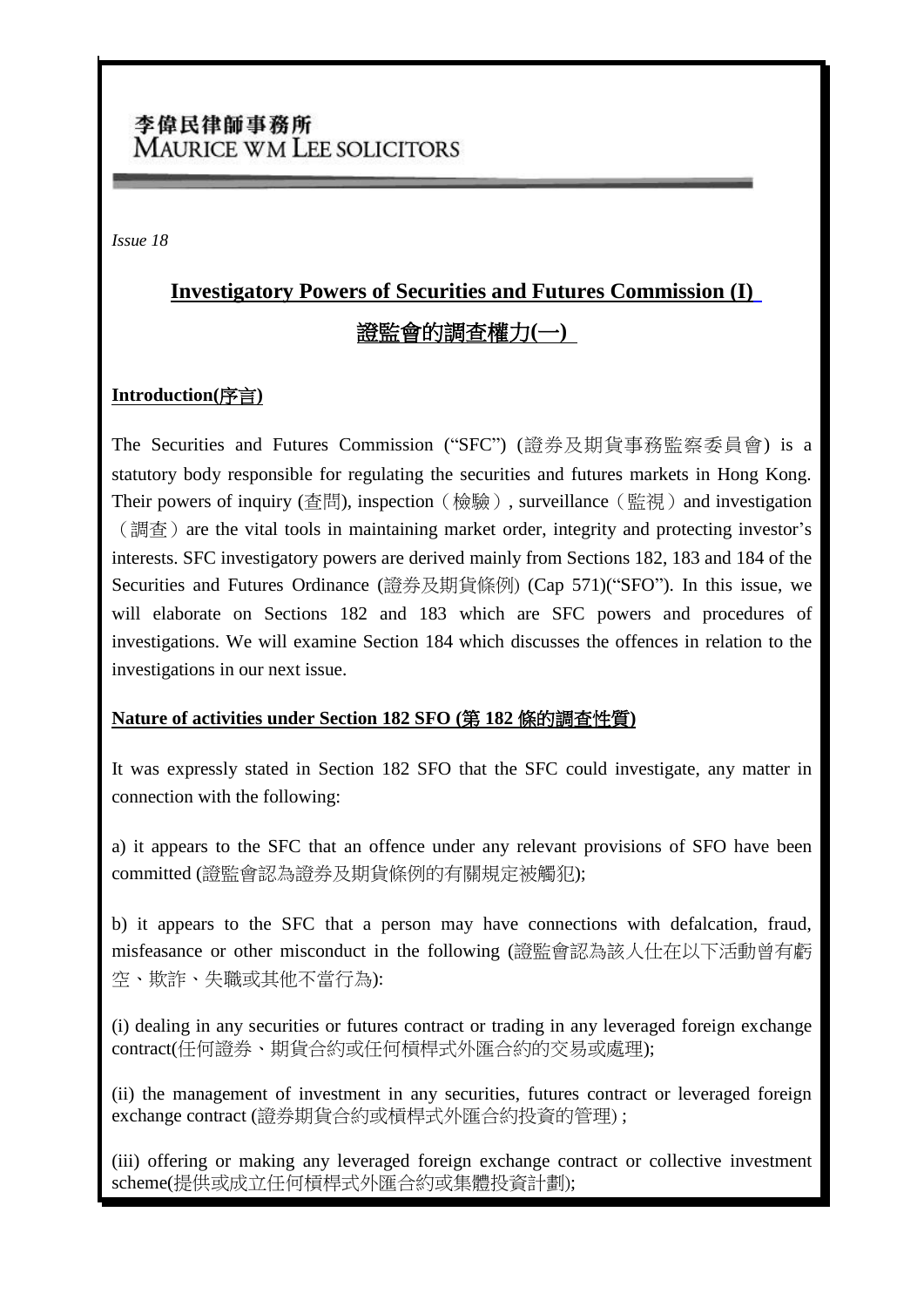李偉民律師事務所
MAURICE WM LEE SOLICITORS

*Issue 18*

# Investigatory Powers of Securities and Futures Commission (I)

# 證監會的調查權力(一)

## Introduction(序言)

The Securities and Futures Commission ("SFC") (證券及期貨事務監察委員會) is a statutory body responsible for regulating the securities and futures markets in Hong Kong. Their powers of inquiry (查問), inspection（檢驗）, surveillance（監視）and investigation（調查）are the vital tools in maintaining market order, integrity and protecting investor's interests. SFC investigatory powers are derived mainly from Sections 182, 183 and 184 of the Securities and Futures Ordinance (證券及期貨條例) (Cap 571)("SFO"). In this issue, we will elaborate on Sections 182 and 183 which are SFC powers and procedures of investigations. We will examine Section 184 which discusses the offences in relation to the investigations in our next issue.

## Nature of activities under Section 182 SFO (第 182 條的調查性質)

It was expressly stated in Section 182 SFO that the SFC could investigate, any matter in connection with the following:

a) it appears to the SFC that an offence under any relevant provisions of SFO have been committed (證監會認為證券及期貨條例的有關規定被觸犯);

b) it appears to the SFC that a person may have connections with defalcation, fraud, misfeasance or other misconduct in the following (證監會認為該人仕在以下活動曾有虧空、欺詐、失職或其他不當行為):

(i) dealing in any securities or futures contract or trading in any leveraged foreign exchange contract(任何證券、期貨合約或任何槓桿式外匯合約的交易或處理);

(ii) the management of investment in any securities, futures contract or leveraged foreign exchange contract (證券期貨合約或槓桿式外匯合約投資的管理) ;

(iii) offering or making any leveraged foreign exchange contract or collective investment scheme(提供或成立任何槓桿式外匯合約或集體投資計劃);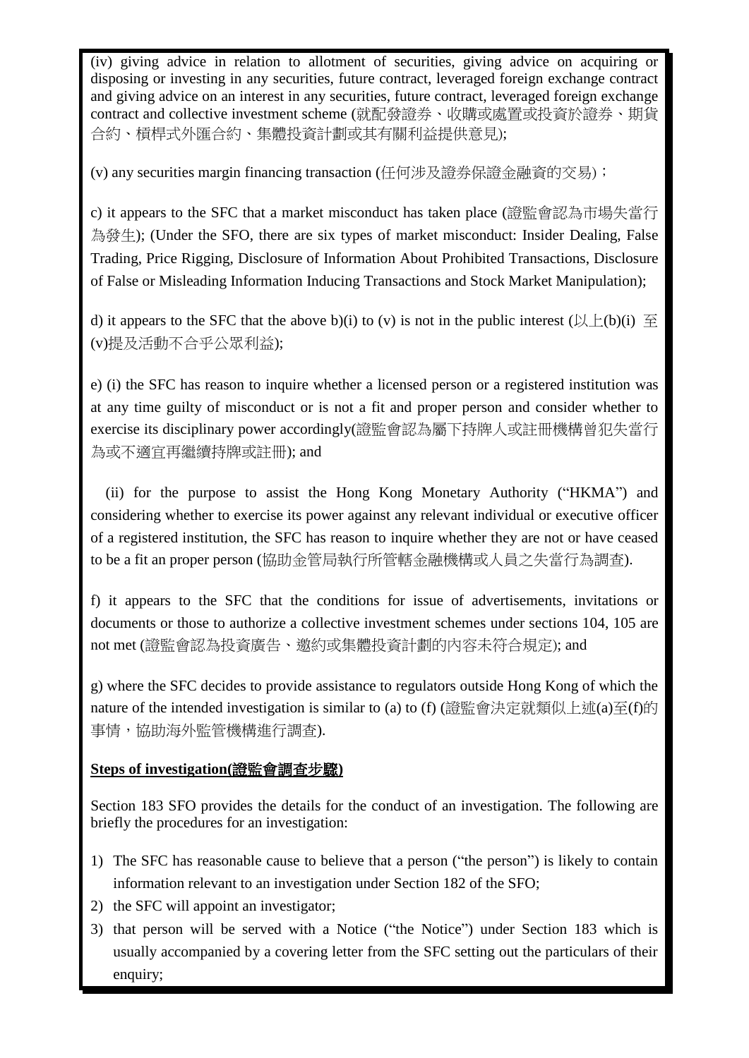(iv) giving advice in relation to allotment of securities, giving advice on acquiring or disposing or investing in any securities, future contract, leveraged foreign exchange contract and giving advice on an interest in any securities, future contract, leveraged foreign exchange contract and collective investment scheme (就配發證券、收購或處置或投資於證券、期貨合約、槓桿式外匯合約、集體投資計劃或其有關利益提供意見);

(v) any securities margin financing transaction (任何涉及證券保證金融資的交易)；

c) it appears to the SFC that a market misconduct has taken place (證監會認為市場失當行為發生); (Under the SFO, there are six types of market misconduct: Insider Dealing, False Trading, Price Rigging, Disclosure of Information About Prohibited Transactions, Disclosure of False or Misleading Information Inducing Transactions and Stock Market Manipulation);

d) it appears to the SFC that the above b)(i) to (v) is not in the public interest (以上(b)(i) 至(v)提及活動不合乎公眾利益);

e) (i) the SFC has reason to inquire whether a licensed person or a registered institution was at any time guilty of misconduct or is not a fit and proper person and consider whether to exercise its disciplinary power accordingly(證監會認為屬下持牌人或註冊機構曾犯失當行為或不適宜再繼續持牌或註冊); and

(ii) for the purpose to assist the Hong Kong Monetary Authority ("HKMA") and considering whether to exercise its power against any relevant individual or executive officer of a registered institution, the SFC has reason to inquire whether they are not or have ceased to be a fit an proper person (協助金管局執行所管轄金融機構或人員之失當行為調查).

f) it appears to the SFC that the conditions for issue of advertisements, invitations or documents or those to authorize a collective investment schemes under sections 104, 105 are not met (證監會認為投資廣告、邀約或集體投資計劃的內容未符合規定); and

g) where the SFC decides to provide assistance to regulators outside Hong Kong of which the nature of the intended investigation is similar to (a) to (f) (證監會決定就類似上述(a)至(f)的事情，協助海外監管機構進行調查).

**Steps of investigation(證監會調查步驟)**

Section 183 SFO provides the details for the conduct of an investigation. The following are briefly the procedures for an investigation:

1) The SFC has reasonable cause to believe that a person ("the person") is likely to contain information relevant to an investigation under Section 182 of the SFO;
2) the SFC will appoint an investigator;
3) that person will be served with a Notice ("the Notice") under Section 183 which is usually accompanied by a covering letter from the SFC setting out the particulars of their enquiry;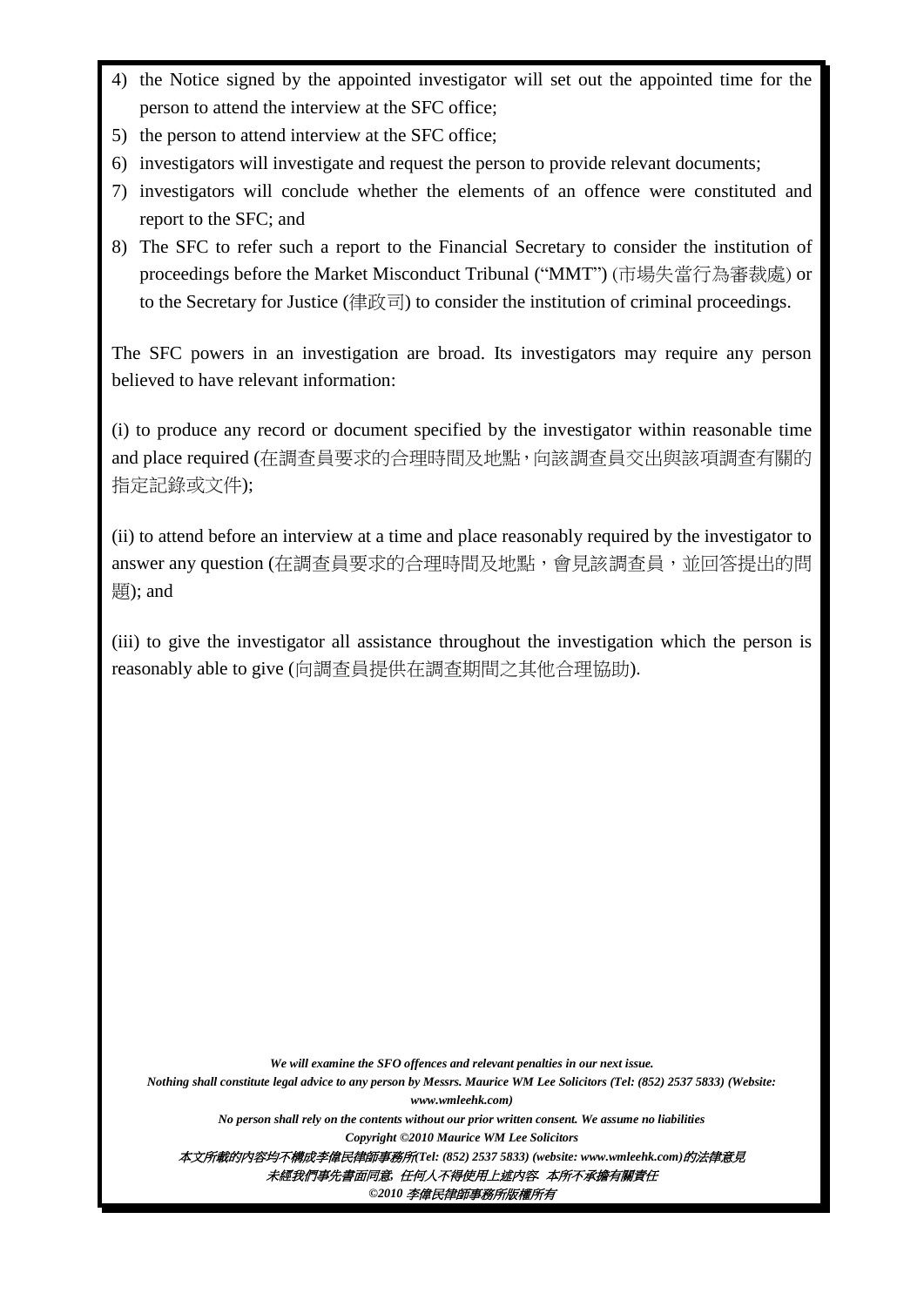4) the Notice signed by the appointed investigator will set out the appointed time for the person to attend the interview at the SFC office;
5) the person to attend interview at the SFC office;
6) investigators will investigate and request the person to provide relevant documents;
7) investigators will conclude whether the elements of an offence were constituted and report to the SFC; and
8) The SFC to refer such a report to the Financial Secretary to consider the institution of proceedings before the Market Misconduct Tribunal ("MMT") (市場失當行為審裁處) or to the Secretary for Justice (律政司) to consider the institution of criminal proceedings.

The SFC powers in an investigation are broad. Its investigators may require any person believed to have relevant information:

(i) to produce any record or document specified by the investigator within reasonable time and place required (在調查員要求的合理時間及地點，向該調查員交出與該項調查有關的指定記錄或文件);

(ii) to attend before an interview at a time and place reasonably required by the investigator to answer any question (在調查員要求的合理時間及地點，會見該調查員，並回答提出的問題); and

(iii) to give the investigator all assistance throughout the investigation which the person is reasonably able to give (向調查員提供在調查期間之其他合理協助).

***We will examine the SFO offences and relevant penalties in our next issue.***

***Nothing shall constitute legal advice to any person by Messrs. Maurice WM Lee Solicitors (Tel: (852) 2537 5833) (Website: www.wmleehk.com)***

***No person shall rely on the contents without our prior written consent. We assume no liabilities***

***Copyright ©2010 Maurice WM Lee Solicitors***

***本文所載的內容均不構成李偉民律師事務所(Tel: (852) 2537 5833) (website: www.wmleehk.com)的法律意見***

***未經我們事先書面同意, 任何人不得使用上述內容. 本所不承擔有關責任***

***©2010 李偉民律師事務所版權所有***